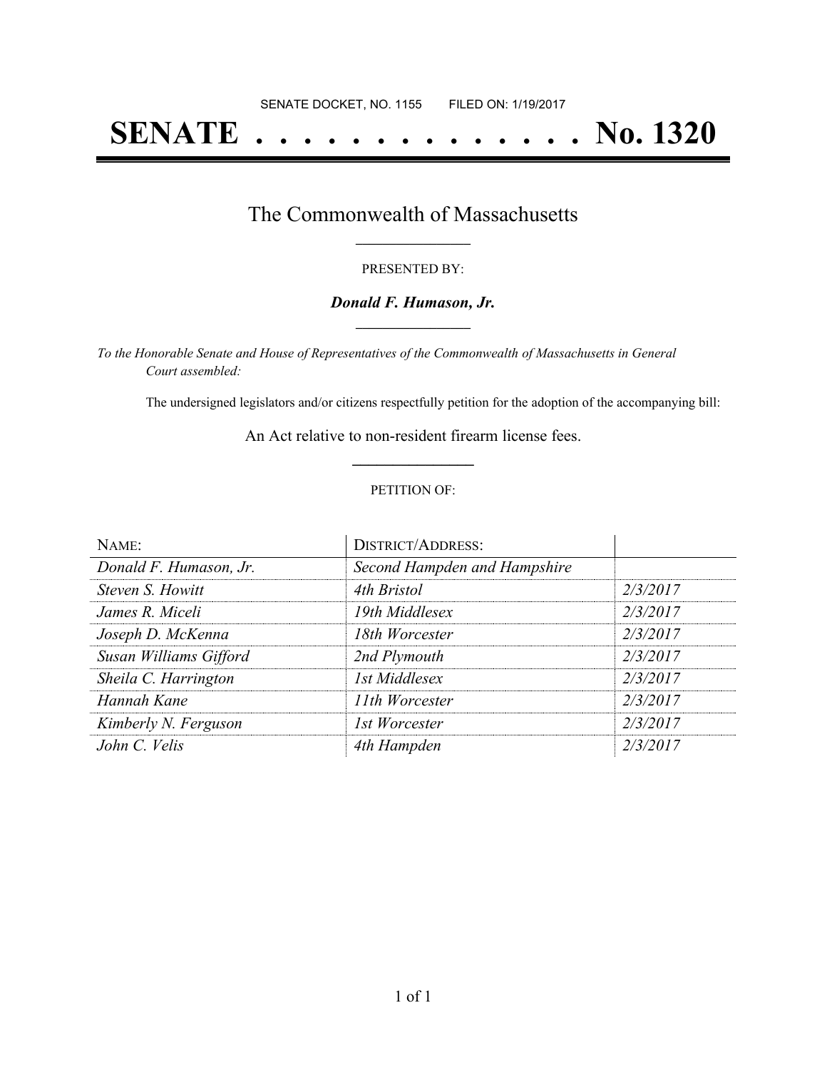SENATE DOCKET, NO. 1155        FILED ON: 1/19/2017

# SENATE . . . . . . . . . . . . . . No. 1320

## The Commonwealth of Massachusetts

PRESENTED BY:

***Donald F. Humason, Jr.***

*To the Honorable Senate and House of Representatives of the Commonwealth of Massachusetts in General Court assembled:*

The undersigned legislators and/or citizens respectfully petition for the adoption of the accompanying bill:

An Act relative to non-resident firearm license fees.

PETITION OF:

| NAME: | DISTRICT/ADDRESS: | |
|---|---|---|
| *Donald F. Humason, Jr.* | *Second Hampden and Hampshire* | |
| *Steven S. Howitt* | *4th Bristol* | *2/3/2017* |
| *James R. Miceli* | *19th Middlesex* | *2/3/2017* |
| *Joseph D. McKenna* | *18th Worcester* | *2/3/2017* |
| *Susan Williams Gifford* | *2nd Plymouth* | *2/3/2017* |
| *Sheila C. Harrington* | *1st Middlesex* | *2/3/2017* |
| *Hannah Kane* | *11th Worcester* | *2/3/2017* |
| *Kimberly N. Ferguson* | *1st Worcester* | *2/3/2017* |
| *John C. Velis* | *4th Hampden* | *2/3/2017* |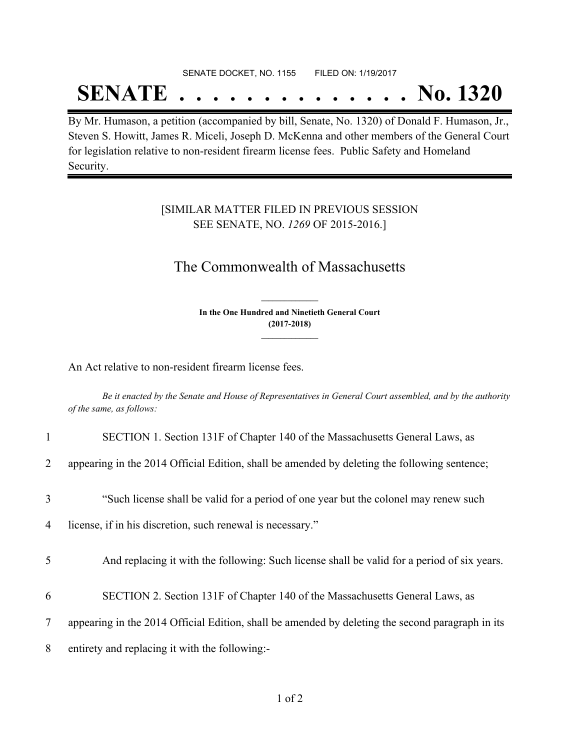SENATE DOCKET, NO. 1155 FILED ON: 1/19/2017

# SENATE . . . . . . . . . . . . . . No. 1320

By Mr. Humason, a petition (accompanied by bill, Senate, No. 1320) of Donald F. Humason, Jr., Steven S. Howitt, James R. Miceli, Joseph D. McKenna and other members of the General Court for legislation relative to non-resident firearm license fees. Public Safety and Homeland Security.

[SIMILAR MATTER FILED IN PREVIOUS SESSION
SEE SENATE, NO. *1269* OF 2015-2016.]

## The Commonwealth of Massachusetts

**In the One Hundred and Ninetieth General Court**
**(2017-2018)**

An Act relative to non-resident firearm license fees.

*Be it enacted by the Senate and House of Representatives in General Court assembled, and by the authority of the same, as follows:*

1 SECTION 1. Section 131F of Chapter 140 of the Massachusetts General Laws, as
2 appearing in the 2014 Official Edition, shall be amended by deleting the following sentence;
3 "Such license shall be valid for a period of one year but the colonel may renew such
4 license, if in his discretion, such renewal is necessary."
5 And replacing it with the following: Such license shall be valid for a period of six years.
6 SECTION 2. Section 131F of Chapter 140 of the Massachusetts General Laws, as
7 appearing in the 2014 Official Edition, shall be amended by deleting the second paragraph in its
8 entirety and replacing it with the following:-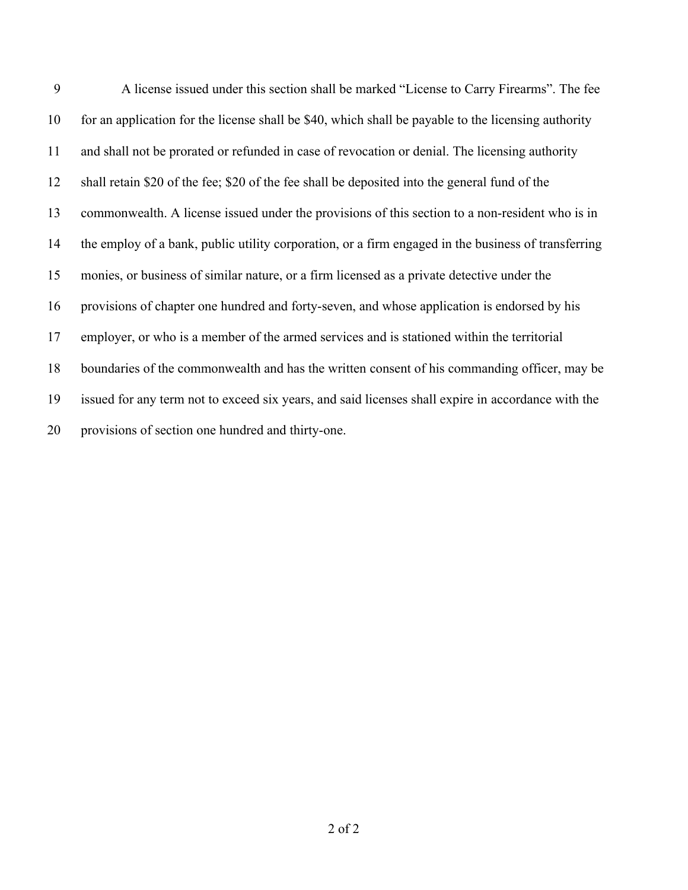A license issued under this section shall be marked “License to Carry Firearms”. The fee for an application for the license shall be $40, which shall be payable to the licensing authority and shall not be prorated or refunded in case of revocation or denial. The licensing authority shall retain $20 of the fee; $20 of the fee shall be deposited into the general fund of the commonwealth. A license issued under the provisions of this section to a non-resident who is in the employ of a bank, public utility corporation, or a firm engaged in the business of transferring monies, or business of similar nature, or a firm licensed as a private detective under the provisions of chapter one hundred and forty-seven, and whose application is endorsed by his employer, or who is a member of the armed services and is stationed within the territorial boundaries of the commonwealth and has the written consent of his commanding officer, may be issued for any term not to exceed six years, and said licenses shall expire in accordance with the provisions of section one hundred and thirty-one.